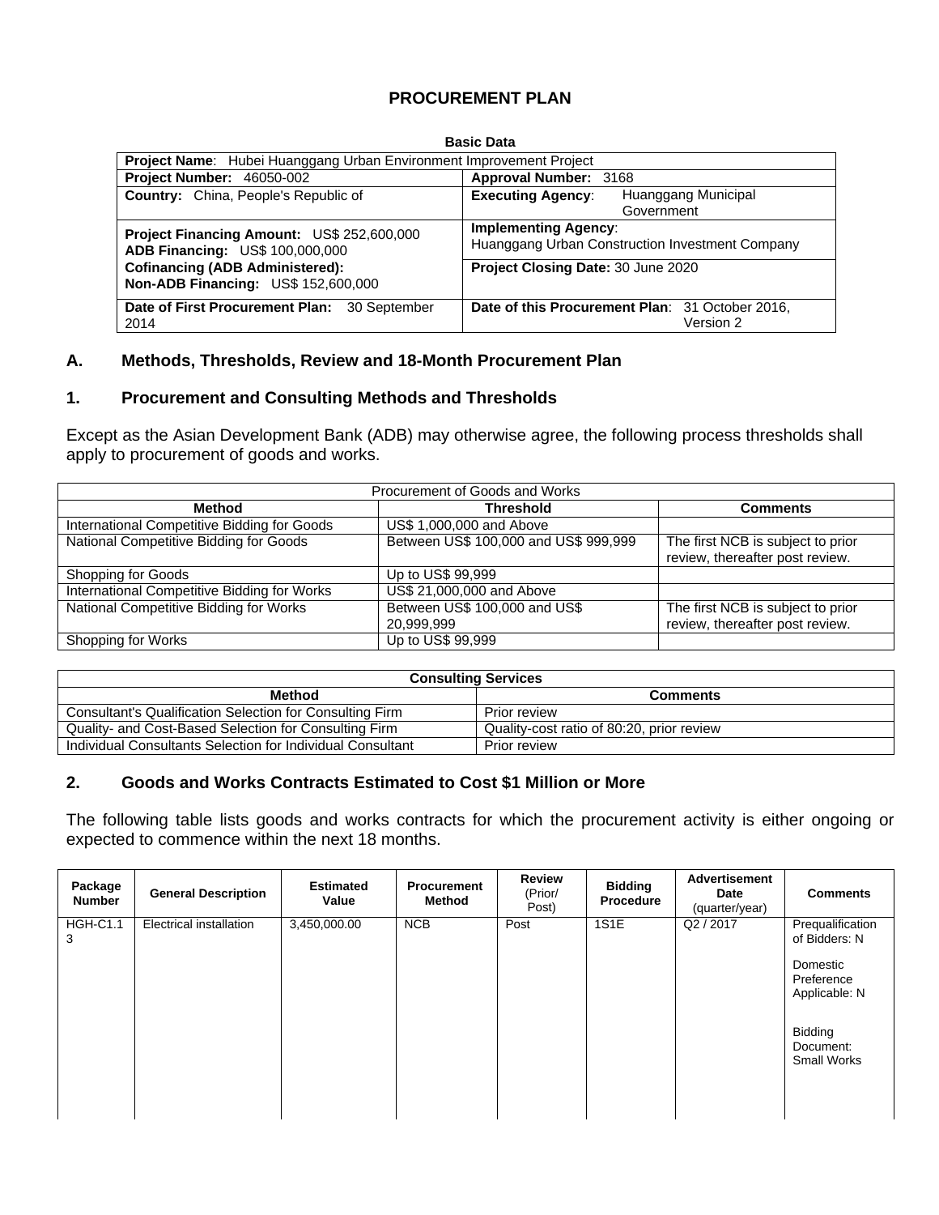# PROCUREMENT PLAN

**Basic Data**

| **Project Name**: Hubei Huanggang Urban Environment Improvement Project | |
|---|---|
| **Project Number:** 46050-002 | **Approval Number:** 3168 |
| **Country:** China, People's Republic of | **Executing Agency**: Huanggang Municipal Government |
| **Project Financing Amount:** US$ 252,600,000<br>**ADB Financing:** US$ 100,000,000 | **Implementing Agency**:<br>Huanggang Urban Construction Investment Company |
| **Cofinancing (ADB Administered):**<br>**Non-ADB Financing:** US$ 152,600,000 | **Project Closing Date:** 30 June 2020 |
| **Date of First Procurement Plan:** 30 September 2014 | **Date of this Procurement Plan**: 31 October 2016, Version 2 |

## A. Methods, Thresholds, Review and 18-Month Procurement Plan

### 1. Procurement and Consulting Methods and Thresholds

Except as the Asian Development Bank (ADB) may otherwise agree, the following process thresholds shall apply to procurement of goods and works.

| Procurement of Goods and Works | | |
|---|---|---|
| **Method** | **Threshold** | **Comments** |
| International Competitive Bidding for Goods | US$ 1,000,000 and Above | |
| National Competitive Bidding for Goods | Between US$ 100,000 and US$ 999,999 | The first NCB is subject to prior review, thereafter post review. |
| Shopping for Goods | Up to US$ 99,999 | |
| International Competitive Bidding for Works | US$ 21,000,000 and Above | |
| National Competitive Bidding for Works | Between US$ 100,000 and US$ 20,999,999 | The first NCB is subject to prior review, thereafter post review. |
| Shopping for Works | Up to US$ 99,999 | |

| **Consulting Services** | |
|---|---|
| **Method** | **Comments** |
| Consultant's Qualification Selection for Consulting Firm | Prior review |
| Quality- and Cost-Based Selection for Consulting Firm | Quality-cost ratio of 80:20, prior review |
| Individual Consultants Selection for Individual Consultant | Prior review |

### 2. Goods and Works Contracts Estimated to Cost $1 Million or More

The following table lists goods and works contracts for which the procurement activity is either ongoing or expected to commence within the next 18 months.

| Package Number | General Description | Estimated Value | Procurement Method | Review (Prior/ Post) | Bidding Procedure | Advertisement Date (quarter/year) | Comments |
|---|---|---|---|---|---|---|---|
| HGH-C1.13 | Electrical installation | 3,450,000.00 | NCB | Post | 1S1E | Q2 / 2017 | Prequalification of Bidders: N<br><br>Domestic Preference Applicable: N<br><br>Bidding Document: Small Works |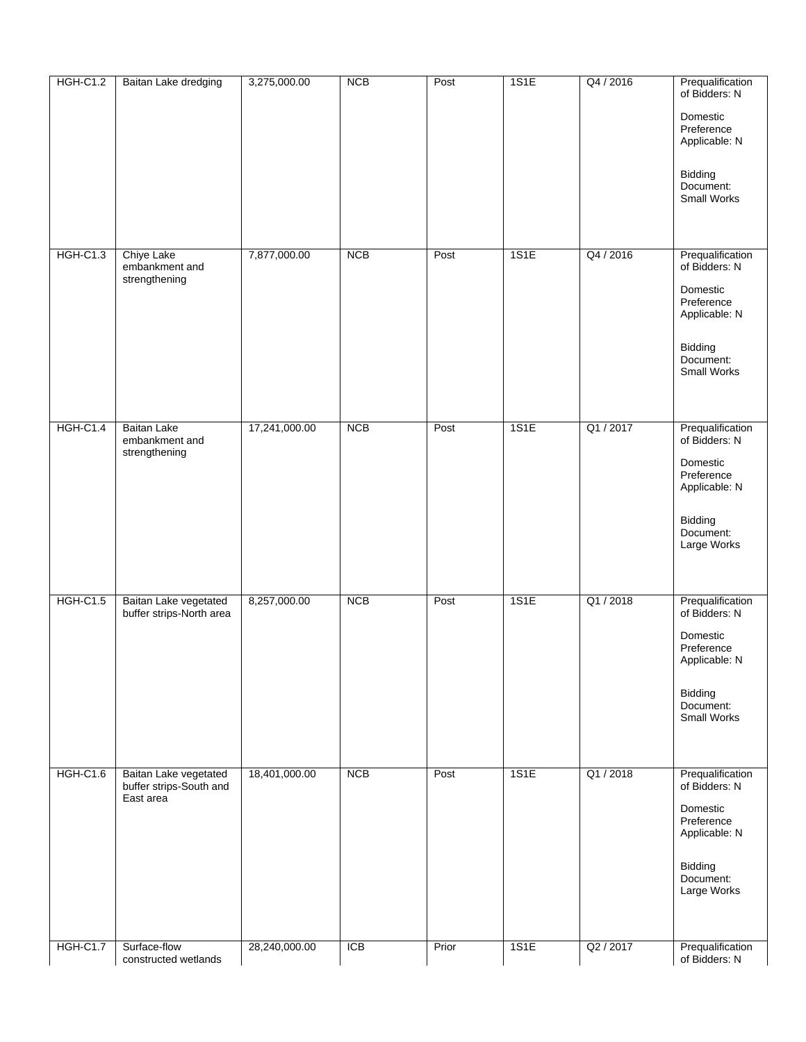| HGH-C1.2 | Baitan Lake dredging | 3,275,000.00 | NCB | Post | 1S1E | Q4 / 2016 | Prequalification of Bidders: N<br><br>Domestic Preference Applicable: N<br><br>Bidding Document: Small Works |
|---|---|---|---|---|---|---|---|
| HGH-C1.3 | Chiye Lake embankment and strengthening | 7,877,000.00 | NCB | Post | 1S1E | Q4 / 2016 | Prequalification of Bidders: N<br><br>Domestic Preference Applicable: N<br><br>Bidding Document: Small Works |
| HGH-C1.4 | Baitan Lake embankment and strengthening | 17,241,000.00 | NCB | Post | 1S1E | Q1 / 2017 | Prequalification of Bidders: N<br><br>Domestic Preference Applicable: N<br><br>Bidding Document: Large Works |
| HGH-C1.5 | Baitan Lake vegetated buffer strips-North area | 8,257,000.00 | NCB | Post | 1S1E | Q1 / 2018 | Prequalification of Bidders: N<br><br>Domestic Preference Applicable: N<br><br>Bidding Document: Small Works |
| HGH-C1.6 | Baitan Lake vegetated buffer strips-South and East area | 18,401,000.00 | NCB | Post | 1S1E | Q1 / 2018 | Prequalification of Bidders: N<br><br>Domestic Preference Applicable: N<br><br>Bidding Document: Large Works |
| HGH-C1.7 | Surface-flow constructed wetlands | 28,240,000.00 | ICB | Prior | 1S1E | Q2 / 2017 | Prequalification of Bidders: N |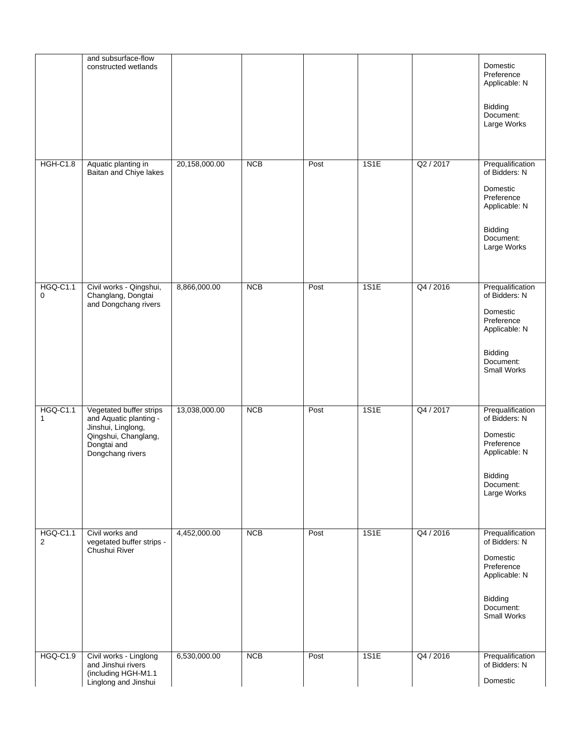| | | | | | | | |
|---|---|---|---|---|---|---|---|
| | and subsurface-flow constructed wetlands | | | | | | Domestic Preference Applicable: N<br><br>Bidding Document: Large Works |
| HGH-C1.8 | Aquatic planting in Baitan and Chiye lakes | 20,158,000.00 | NCB | Post | 1S1E | Q2 / 2017 | Prequalification of Bidders: N<br><br>Domestic Preference Applicable: N<br><br>Bidding Document: Large Works |
| HGQ-C1.10 | Civil works - Qingshui, Changlang, Dongtai and Dongchang rivers | 8,866,000.00 | NCB | Post | 1S1E | Q4 / 2016 | Prequalification of Bidders: N<br><br>Domestic Preference Applicable: N<br><br>Bidding Document: Small Works |
| HGQ-C1.11 | Vegetated buffer strips and Aquatic planting - Jinshui, Linglong, Qingshui, Changlang, Dongtai and Dongchang rivers | 13,038,000.00 | NCB | Post | 1S1E | Q4 / 2017 | Prequalification of Bidders: N<br><br>Domestic Preference Applicable: N<br><br>Bidding Document: Large Works |
| HGQ-C1.12 | Civil works and vegetated buffer strips - Chushui River | 4,452,000.00 | NCB | Post | 1S1E | Q4 / 2016 | Prequalification of Bidders: N<br><br>Domestic Preference Applicable: N<br><br>Bidding Document: Small Works |
| HGQ-C1.9 | Civil works - Linglong and Jinshui rivers (including HGH-M1.1 Linglong and Jinshui | 6,530,000.00 | NCB | Post | 1S1E | Q4 / 2016 | Prequalification of Bidders: N<br><br>Domestic |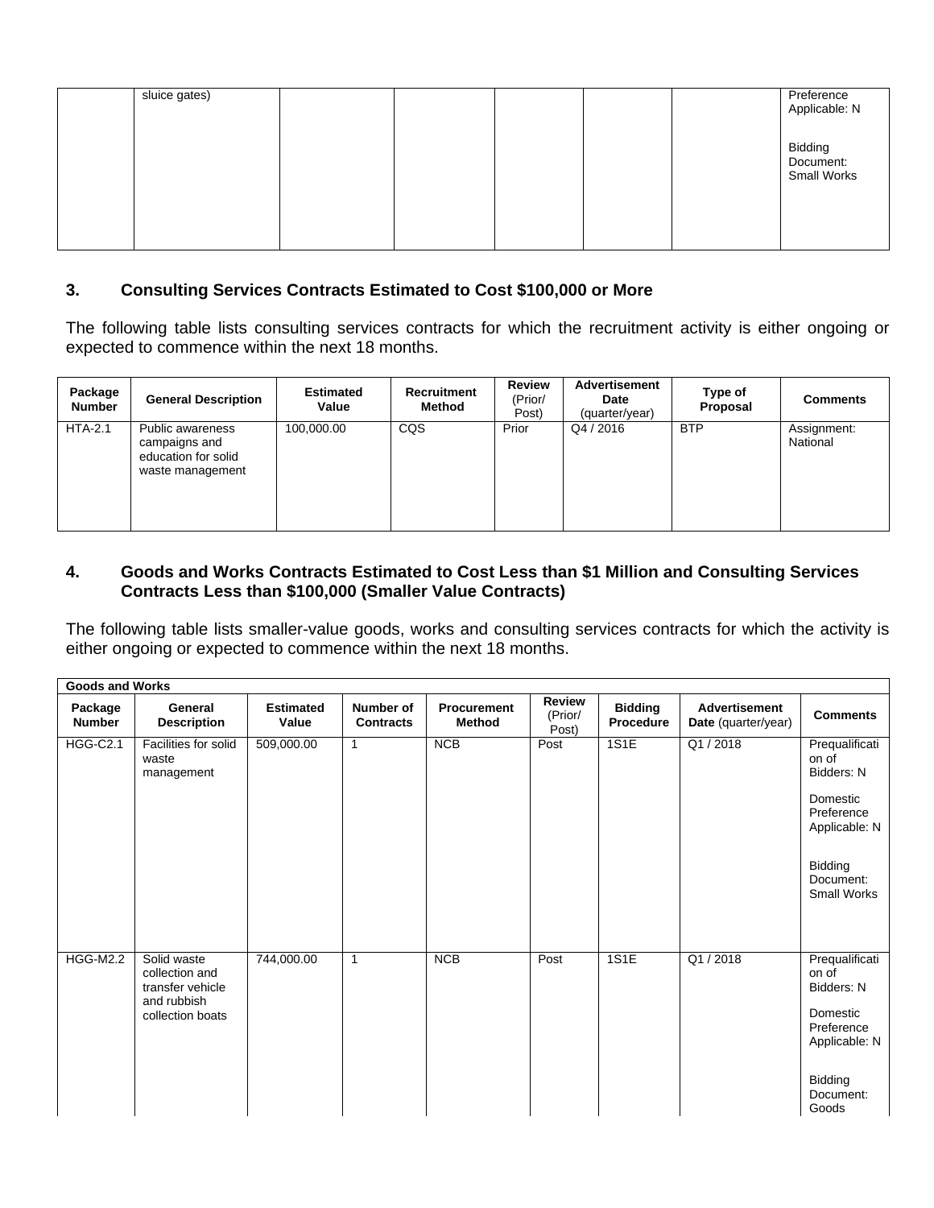| | sluice gates) | | | | | | Preference Applicable: N<br><br>Bidding Document: Small Works |
|---|---|---|---|---|---|---|---|

## 3. Consulting Services Contracts Estimated to Cost $100,000 or More

The following table lists consulting services contracts for which the recruitment activity is either ongoing or expected to commence within the next 18 months.

| Package Number | General Description | Estimated Value | Recruitment Method | Review (Prior/ Post) | Advertisement Date (quarter/year) | Type of Proposal | Comments |
|---|---|---|---|---|---|---|---|
| HTA-2.1 | Public awareness campaigns and education for solid waste management | 100,000.00 | CQS | Prior | Q4 / 2016 | BTP | Assignment: National |

## 4. Goods and Works Contracts Estimated to Cost Less than $1 Million and Consulting Services Contracts Less than $100,000 (Smaller Value Contracts)

The following table lists smaller-value goods, works and consulting services contracts for which the activity is either ongoing or expected to commence within the next 18 months.

| **Goods and Works** | | | | | | | | |
|---|---|---|---|---|---|---|---|---|
| **Package Number** | **General Description** | **Estimated Value** | **Number of Contracts** | **Procurement Method** | **Review** (Prior/ Post) | **Bidding Procedure** | **Advertisement Date** (quarter/year) | **Comments** |
| HGG-C2.1 | Facilities for solid waste management | 509,000.00 | 1 | NCB | Post | 1S1E | Q1 / 2018 | Prequalification of Bidders: N<br><br>Domestic Preference Applicable: N<br><br>Bidding Document: Small Works |
| HGG-M2.2 | Solid waste collection and transfer vehicle and rubbish collection boats | 744,000.00 | 1 | NCB | Post | 1S1E | Q1 / 2018 | Prequalification of Bidders: N<br><br>Domestic Preference Applicable: N<br><br>Bidding Document: Goods |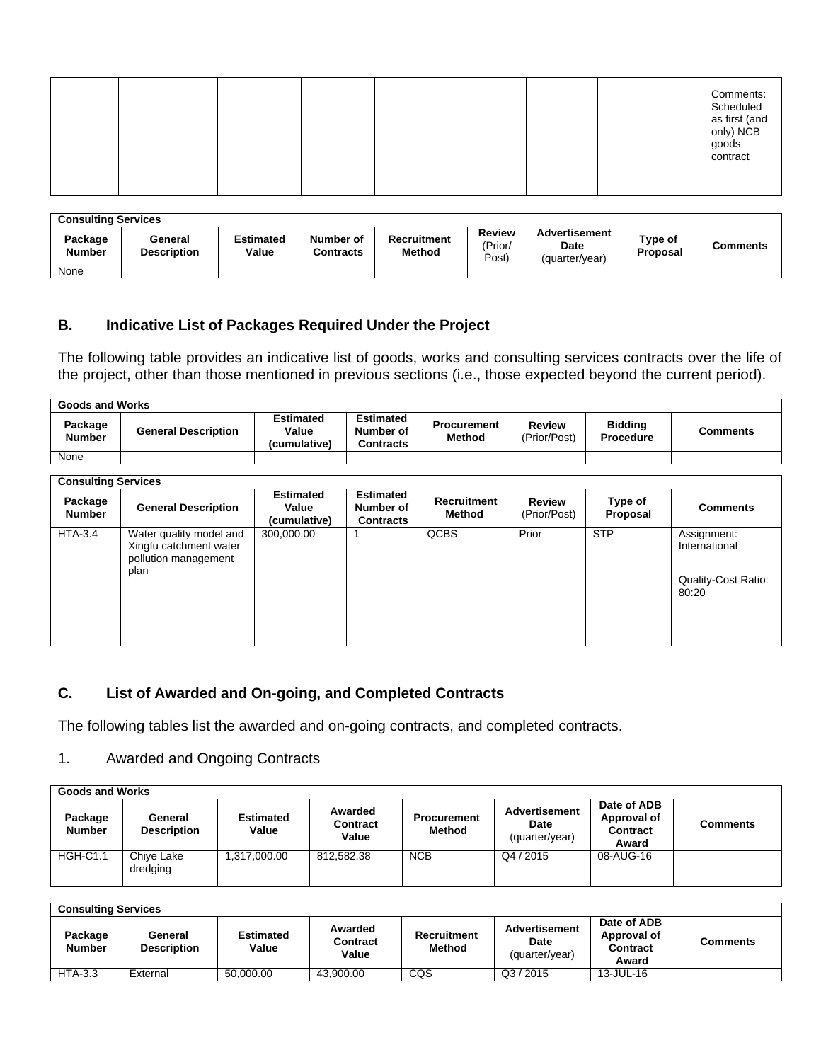| | | | | | | | | Comments: Scheduled as first (and only) NCB goods contract |
|---|---|---|---|---|---|---|---|---|

| Consulting Services | | | | | | | | |
|---|---|---|---|---|---|---|---|---|
| Package Number | General Description | Estimated Value | Number of Contracts | Recruitment Method | Review (Prior/ Post) | Advertisement Date (quarter/year) | Type of Proposal | Comments |
| None | | | | | | | | |

## B. Indicative List of Packages Required Under the Project

The following table provides an indicative list of goods, works and consulting services contracts over the life of the project, other than those mentioned in previous sections (i.e., those expected beyond the current period).

| Goods and Works | | | | | | | |
|---|---|---|---|---|---|---|---|
| Package Number | General Description | Estimated Value (cumulative) | Estimated Number of Contracts | Procurement Method | Review (Prior/Post) | Bidding Procedure | Comments |
| None | | | | | | | |

| Consulting Services | | | | | | | |
|---|---|---|---|---|---|---|---|
| Package Number | General Description | Estimated Value (cumulative) | Estimated Number of Contracts | Recruitment Method | Review (Prior/Post) | Type of Proposal | Comments |
| HTA-3.4 | Water quality model and Xingfu catchment water pollution management plan | 300,000.00 | 1 | QCBS | Prior | STP | Assignment: International<br><br>Quality-Cost Ratio: 80:20 |

## C. List of Awarded and On-going, and Completed Contracts

The following tables list the awarded and on-going contracts, and completed contracts.

1. Awarded and Ongoing Contracts

| Goods and Works | | | | | | | |
|---|---|---|---|---|---|---|---|
| Package Number | General Description | Estimated Value | Awarded Contract Value | Procurement Method | Advertisement Date (quarter/year) | Date of ADB Approval of Contract Award | Comments |
| HGH-C1.1 | Chiye Lake dredging | 1,317,000.00 | 812,582.38 | NCB | Q4 / 2015 | 08-AUG-16 | |

| Consulting Services | | | | | | | |
|---|---|---|---|---|---|---|---|
| Package Number | General Description | Estimated Value | Awarded Contract Value | Recruitment Method | Advertisement Date (quarter/year) | Date of ADB Approval of Contract Award | Comments |
| HTA-3.3 | External | 50,000.00 | 43,900.00 | CQS | Q3 / 2015 | 13-JUL-16 | |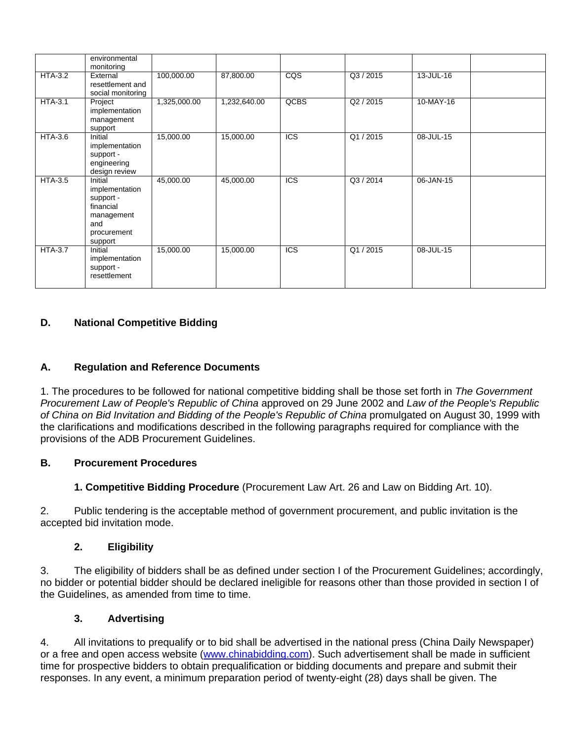| | | | | | | | |
|---|---|---|---|---|---|---|---|
| | environmental monitoring | | | | | | |
| HTA-3.2 | External resettlement and social monitoring | 100,000.00 | 87,800.00 | CQS | Q3 / 2015 | 13-JUL-16 | |
| HTA-3.1 | Project implementation management support | 1,325,000.00 | 1,232,640.00 | QCBS | Q2 / 2015 | 10-MAY-16 | |
| HTA-3.6 | Initial implementation support - engineering design review | 15,000.00 | 15,000.00 | ICS | Q1 / 2015 | 08-JUL-15 | |
| HTA-3.5 | Initial implementation support - financial management and procurement support | 45,000.00 | 45,000.00 | ICS | Q3 / 2014 | 06-JAN-15 | |
| HTA-3.7 | Initial implementation support - resettlement | 15,000.00 | 15,000.00 | ICS | Q1 / 2015 | 08-JUL-15 | |

## D. National Competitive Bidding

### A. Regulation and Reference Documents

1. The procedures to be followed for national competitive bidding shall be those set forth in *The Government Procurement Law of People's Republic of China* approved on 29 June 2002 and *Law of the People's Republic of China on Bid Invitation and Bidding of the People's Republic of China* promulgated on August 30, 1999 with the clarifications and modifications described in the following paragraphs required for compliance with the provisions of the ADB Procurement Guidelines.

### B. Procurement Procedures

**1. Competitive Bidding Procedure** (Procurement Law Art. 26 and Law on Bidding Art. 10).

2. Public tendering is the acceptable method of government procurement, and public invitation is the accepted bid invitation mode.

**2. Eligibility**

3. The eligibility of bidders shall be as defined under section I of the Procurement Guidelines; accordingly, no bidder or potential bidder should be declared ineligible for reasons other than those provided in section I of the Guidelines, as amended from time to time.

**3. Advertising**

4. All invitations to prequalify or to bid shall be advertised in the national press (China Daily Newspaper) or a free and open access website (www.chinabidding.com). Such advertisement shall be made in sufficient time for prospective bidders to obtain prequalification or bidding documents and prepare and submit their responses. In any event, a minimum preparation period of twenty-eight (28) days shall be given. The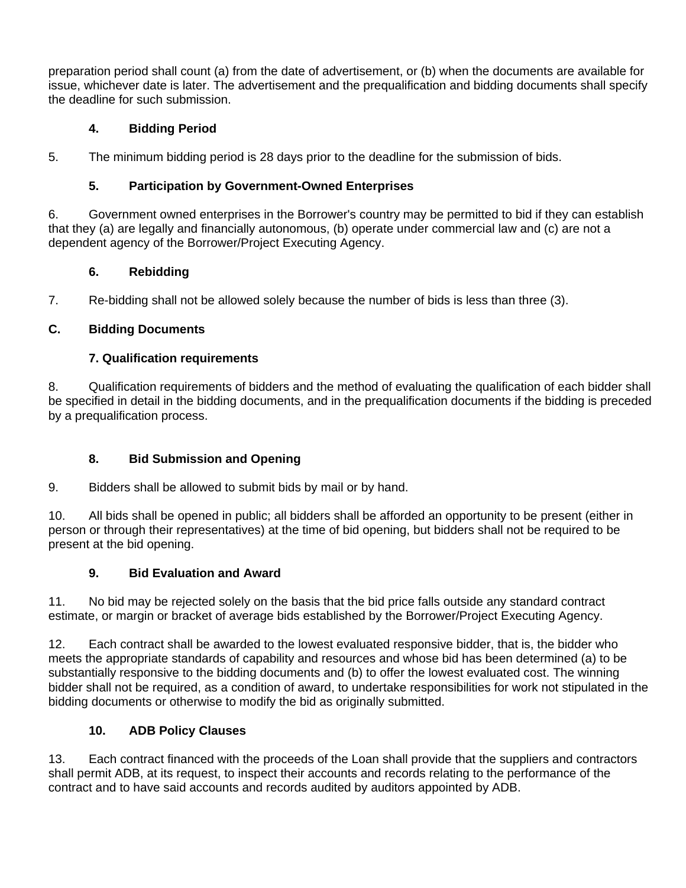preparation period shall count (a) from the date of advertisement, or (b) when the documents are available for issue, whichever date is later. The advertisement and the prequalification and bidding documents shall specify the deadline for such submission.

### 4. Bidding Period

5. The minimum bidding period is 28 days prior to the deadline for the submission of bids.

### 5. Participation by Government-Owned Enterprises

6. Government owned enterprises in the Borrower's country may be permitted to bid if they can establish that they (a) are legally and financially autonomous, (b) operate under commercial law and (c) are not a dependent agency of the Borrower/Project Executing Agency.

### 6. Rebidding

7. Re-bidding shall not be allowed solely because the number of bids is less than three (3).

## C. Bidding Documents

### 7. Qualification requirements

8. Qualification requirements of bidders and the method of evaluating the qualification of each bidder shall be specified in detail in the bidding documents, and in the prequalification documents if the bidding is preceded by a prequalification process.

### 8. Bid Submission and Opening

9. Bidders shall be allowed to submit bids by mail or by hand.

10. All bids shall be opened in public; all bidders shall be afforded an opportunity to be present (either in person or through their representatives) at the time of bid opening, but bidders shall not be required to be present at the bid opening.

### 9. Bid Evaluation and Award

11. No bid may be rejected solely on the basis that the bid price falls outside any standard contract estimate, or margin or bracket of average bids established by the Borrower/Project Executing Agency.

12. Each contract shall be awarded to the lowest evaluated responsive bidder, that is, the bidder who meets the appropriate standards of capability and resources and whose bid has been determined (a) to be substantially responsive to the bidding documents and (b) to offer the lowest evaluated cost. The winning bidder shall not be required, as a condition of award, to undertake responsibilities for work not stipulated in the bidding documents or otherwise to modify the bid as originally submitted.

### 10. ADB Policy Clauses

13. Each contract financed with the proceeds of the Loan shall provide that the suppliers and contractors shall permit ADB, at its request, to inspect their accounts and records relating to the performance of the contract and to have said accounts and records audited by auditors appointed by ADB.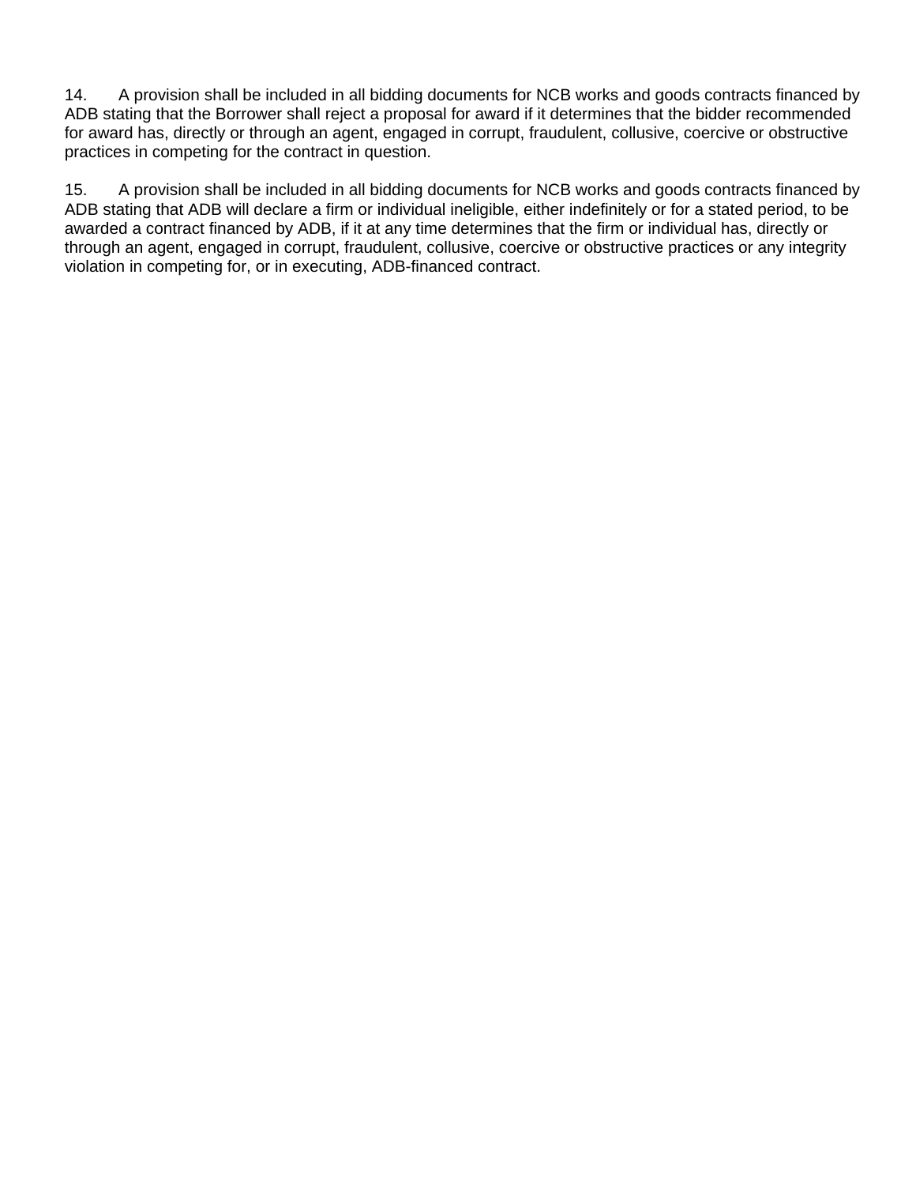14. A provision shall be included in all bidding documents for NCB works and goods contracts financed by ADB stating that the Borrower shall reject a proposal for award if it determines that the bidder recommended for award has, directly or through an agent, engaged in corrupt, fraudulent, collusive, coercive or obstructive practices in competing for the contract in question.

15. A provision shall be included in all bidding documents for NCB works and goods contracts financed by ADB stating that ADB will declare a firm or individual ineligible, either indefinitely or for a stated period, to be awarded a contract financed by ADB, if it at any time determines that the firm or individual has, directly or through an agent, engaged in corrupt, fraudulent, collusive, coercive or obstructive practices or any integrity violation in competing for, or in executing, ADB-financed contract.